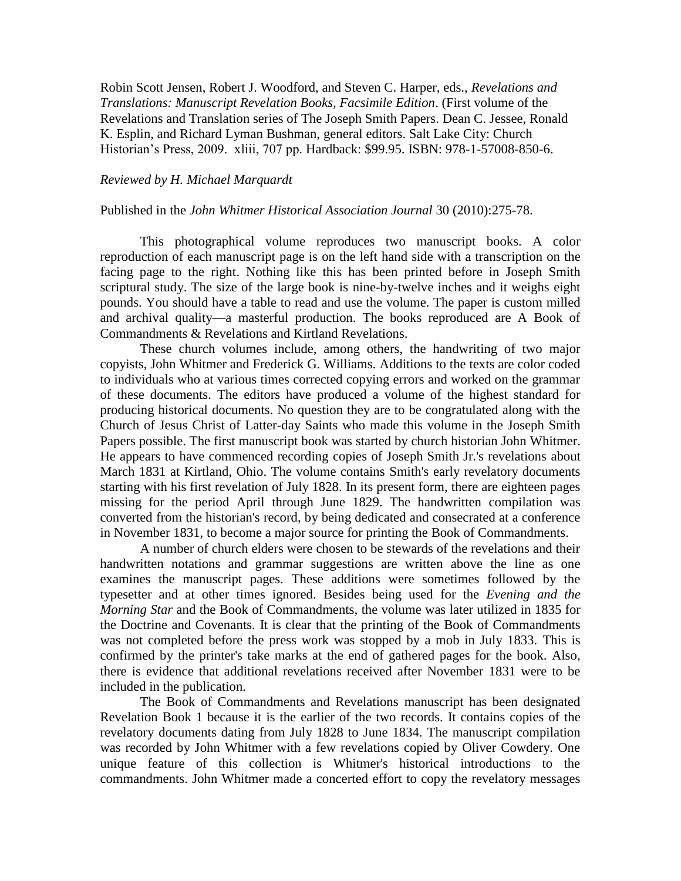Robin Scott Jensen, Robert J. Woodford, and Steven C. Harper, eds., *Revelations and Translations: Manuscript Revelation Books, Facsimile Edition*. (First volume of the Revelations and Translation series of The Joseph Smith Papers. Dean C. Jessee, Ronald K. Esplin, and Richard Lyman Bushman, general editors. Salt Lake City: Church Historian's Press, 2009. xliii, 707 pp. Hardback: $99.95. ISBN: 978-1-57008-850-6.

*Reviewed by H. Michael Marquardt*

Published in the *John Whitmer Historical Association Journal* 30 (2010):275-78.

This photographical volume reproduces two manuscript books. A color reproduction of each manuscript page is on the left hand side with a transcription on the facing page to the right. Nothing like this has been printed before in Joseph Smith scriptural study. The size of the large book is nine-by-twelve inches and it weighs eight pounds. You should have a table to read and use the volume. The paper is custom milled and archival quality—a masterful production. The books reproduced are A Book of Commandments & Revelations and Kirtland Revelations.

These church volumes include, among others, the handwriting of two major copyists, John Whitmer and Frederick G. Williams. Additions to the texts are color coded to individuals who at various times corrected copying errors and worked on the grammar of these documents. The editors have produced a volume of the highest standard for producing historical documents. No question they are to be congratulated along with the Church of Jesus Christ of Latter-day Saints who made this volume in the Joseph Smith Papers possible. The first manuscript book was started by church historian John Whitmer. He appears to have commenced recording copies of Joseph Smith Jr.'s revelations about March 1831 at Kirtland, Ohio. The volume contains Smith's early revelatory documents starting with his first revelation of July 1828. In its present form, there are eighteen pages missing for the period April through June 1829. The handwritten compilation was converted from the historian's record, by being dedicated and consecrated at a conference in November 1831, to become a major source for printing the Book of Commandments.

A number of church elders were chosen to be stewards of the revelations and their handwritten notations and grammar suggestions are written above the line as one examines the manuscript pages. These additions were sometimes followed by the typesetter and at other times ignored. Besides being used for the *Evening and the Morning Star* and the Book of Commandments, the volume was later utilized in 1835 for the Doctrine and Covenants. It is clear that the printing of the Book of Commandments was not completed before the press work was stopped by a mob in July 1833. This is confirmed by the printer's take marks at the end of gathered pages for the book. Also, there is evidence that additional revelations received after November 1831 were to be included in the publication.

The Book of Commandments and Revelations manuscript has been designated Revelation Book 1 because it is the earlier of the two records. It contains copies of the revelatory documents dating from July 1828 to June 1834. The manuscript compilation was recorded by John Whitmer with a few revelations copied by Oliver Cowdery. One unique feature of this collection is Whitmer's historical introductions to the commandments. John Whitmer made a concerted effort to copy the revelatory messages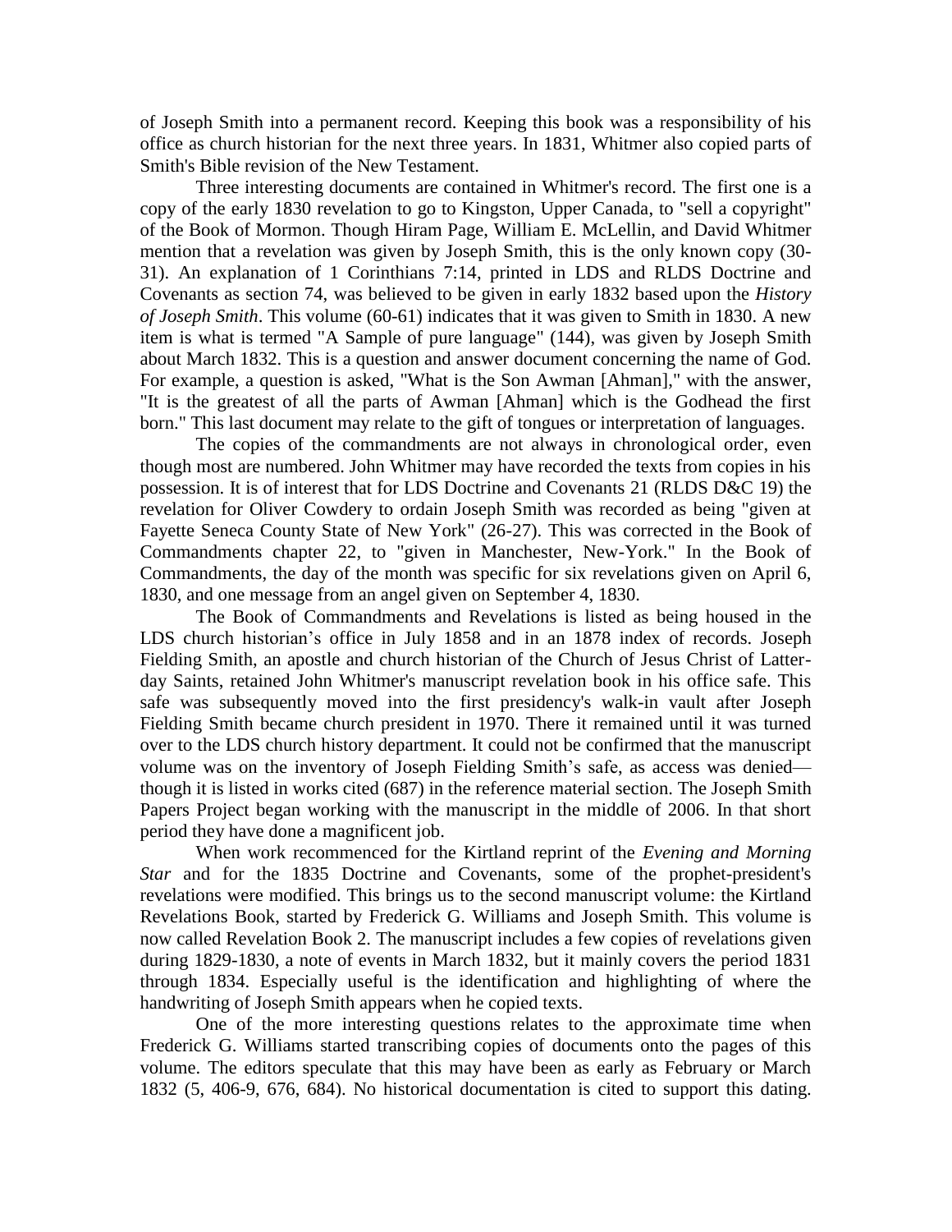of Joseph Smith into a permanent record. Keeping this book was a responsibility of his office as church historian for the next three years. In 1831, Whitmer also copied parts of Smith's Bible revision of the New Testament.

Three interesting documents are contained in Whitmer's record. The first one is a copy of the early 1830 revelation to go to Kingston, Upper Canada, to "sell a copyright" of the Book of Mormon. Though Hiram Page, William E. McLellin, and David Whitmer mention that a revelation was given by Joseph Smith, this is the only known copy (30-31). An explanation of 1 Corinthians 7:14, printed in LDS and RLDS Doctrine and Covenants as section 74, was believed to be given in early 1832 based upon the *History of Joseph Smith*. This volume (60-61) indicates that it was given to Smith in 1830. A new item is what is termed "A Sample of pure language" (144), was given by Joseph Smith about March 1832. This is a question and answer document concerning the name of God. For example, a question is asked, "What is the Son Awman [Ahman]," with the answer, "It is the greatest of all the parts of Awman [Ahman] which is the Godhead the first born." This last document may relate to the gift of tongues or interpretation of languages.

The copies of the commandments are not always in chronological order, even though most are numbered. John Whitmer may have recorded the texts from copies in his possession. It is of interest that for LDS Doctrine and Covenants 21 (RLDS D&C 19) the revelation for Oliver Cowdery to ordain Joseph Smith was recorded as being "given at Fayette Seneca County State of New York" (26-27). This was corrected in the Book of Commandments chapter 22, to "given in Manchester, New-York." In the Book of Commandments, the day of the month was specific for six revelations given on April 6, 1830, and one message from an angel given on September 4, 1830.

The Book of Commandments and Revelations is listed as being housed in the LDS church historian's office in July 1858 and in an 1878 index of records. Joseph Fielding Smith, an apostle and church historian of the Church of Jesus Christ of Latter-day Saints, retained John Whitmer's manuscript revelation book in his office safe. This safe was subsequently moved into the first presidency's walk-in vault after Joseph Fielding Smith became church president in 1970. There it remained until it was turned over to the LDS church history department. It could not be confirmed that the manuscript volume was on the inventory of Joseph Fielding Smith's safe, as access was denied—though it is listed in works cited (687) in the reference material section. The Joseph Smith Papers Project began working with the manuscript in the middle of 2006. In that short period they have done a magnificent job.

When work recommenced for the Kirtland reprint of the *Evening and Morning Star* and for the 1835 Doctrine and Covenants, some of the prophet-president's revelations were modified. This brings us to the second manuscript volume: the Kirtland Revelations Book, started by Frederick G. Williams and Joseph Smith. This volume is now called Revelation Book 2. The manuscript includes a few copies of revelations given during 1829-1830, a note of events in March 1832, but it mainly covers the period 1831 through 1834. Especially useful is the identification and highlighting of where the handwriting of Joseph Smith appears when he copied texts.

One of the more interesting questions relates to the approximate time when Frederick G. Williams started transcribing copies of documents onto the pages of this volume. The editors speculate that this may have been as early as February or March 1832 (5, 406-9, 676, 684). No historical documentation is cited to support this dating.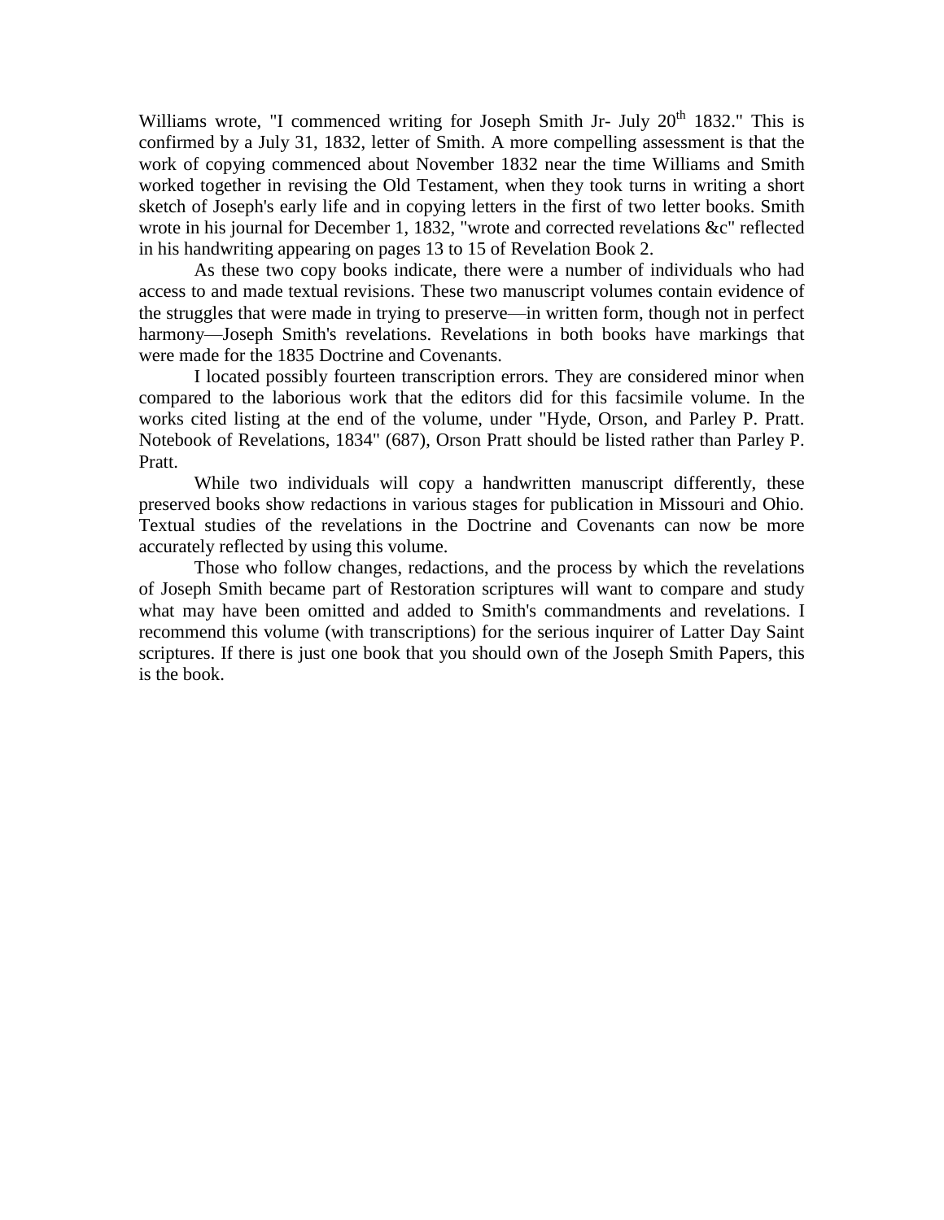Williams wrote, "I commenced writing for Joseph Smith Jr- July 20th 1832." This is confirmed by a July 31, 1832, letter of Smith. A more compelling assessment is that the work of copying commenced about November 1832 near the time Williams and Smith worked together in revising the Old Testament, when they took turns in writing a short sketch of Joseph's early life and in copying letters in the first of two letter books. Smith wrote in his journal for December 1, 1832, "wrote and corrected revelations &c" reflected in his handwriting appearing on pages 13 to 15 of Revelation Book 2.

As these two copy books indicate, there were a number of individuals who had access to and made textual revisions. These two manuscript volumes contain evidence of the struggles that were made in trying to preserve—in written form, though not in perfect harmony—Joseph Smith's revelations. Revelations in both books have markings that were made for the 1835 Doctrine and Covenants.

I located possibly fourteen transcription errors. They are considered minor when compared to the laborious work that the editors did for this facsimile volume. In the works cited listing at the end of the volume, under "Hyde, Orson, and Parley P. Pratt. Notebook of Revelations, 1834" (687), Orson Pratt should be listed rather than Parley P. Pratt.

While two individuals will copy a handwritten manuscript differently, these preserved books show redactions in various stages for publication in Missouri and Ohio. Textual studies of the revelations in the Doctrine and Covenants can now be more accurately reflected by using this volume.

Those who follow changes, redactions, and the process by which the revelations of Joseph Smith became part of Restoration scriptures will want to compare and study what may have been omitted and added to Smith's commandments and revelations. I recommend this volume (with transcriptions) for the serious inquirer of Latter Day Saint scriptures. If there is just one book that you should own of the Joseph Smith Papers, this is the book.